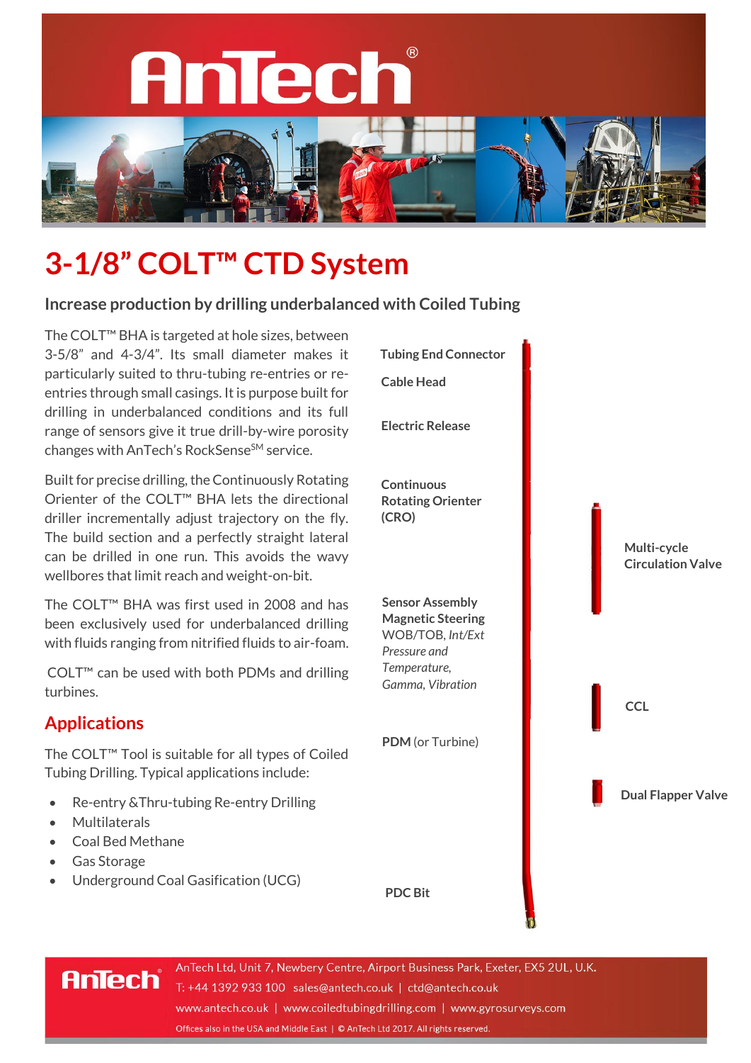# AnTech®

# 3-1/8" COLT™ CTD System

## Increase production by drilling underbalanced with Coiled Tubing

The COLT™ BHA is targeted at hole sizes, between 3-5/8" and 4-3/4". Its small diameter makes it particularly suited to thru-tubing re-entries or re-entries through small casings. It is purpose built for drilling in underbalanced conditions and its full range of sensors give it true drill-by-wire porosity changes with AnTech's RockSense[SM] service.

Built for precise drilling, the Continuously Rotating Orienter of the COLT™ BHA lets the directional driller incrementally adjust trajectory on the fly. The build section and a perfectly straight lateral can be drilled in one run. This avoids the wavy wellbores that limit reach and weight-on-bit.

The COLT™ BHA was first used in 2008 and has been exclusively used for underbalanced drilling with fluids ranging from nitrified fluids to air-foam.

COLT™ can be used with both PDMs and drilling turbines.

## Applications

The COLT™ Tool is suitable for all types of Coiled Tubing Drilling. Typical applications include:

- Re-entry &Thru-tubing Re-entry Drilling
- Multilaterals
- Coal Bed Methane
- Gas Storage
- Underground Coal Gasification (UCG)

**Tubing End Connector**

**Cable Head**

**Electric Release**

**Continuous Rotating Orienter (CRO)**

**Sensor Assembly**
**Magnetic Steering**
WOB/TOB, *Int/Ext Pressure and Temperature, Gamma, Vibration*

**PDM** (or Turbine)

**PDC Bit**

**Multi-cycle Circulation Valve**

**CCL**

**Dual Flapper Valve**

AnTech Ltd, Unit 7, Newbery Centre, Airport Business Park, Exeter, EX5 2UL, U.K.
T: +44 1392 933 100 | sales@antech.co.uk | ctd@antech.co.uk
www.antech.co.uk | www.coiledtubingdrilling.com | www.gyrosurveys.com
Offices also in the USA and Middle East | © AnTech Ltd 2017. All rights reserved.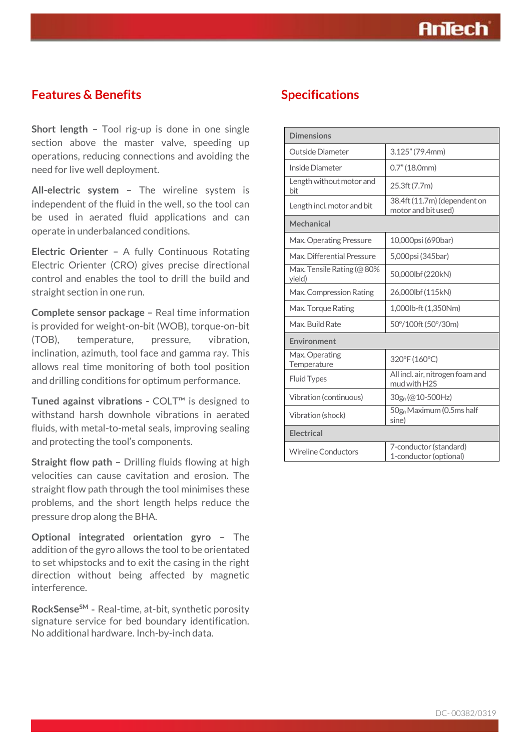## Features & Benefits

**Short length** – Tool rig-up is done in one single section above the master valve, speeding up operations, reducing connections and avoiding the need for live well deployment.

**All-electric system** – The wireline system is independent of the fluid in the well, so the tool can be used in aerated fluid applications and can operate in underbalanced conditions.

**Electric Orienter** – A fully Continuous Rotating Electric Orienter (CRO) gives precise directional control and enables the tool to drill the build and straight section in one run.

**Complete sensor package** – Real time information is provided for weight-on-bit (WOB), torque-on-bit (TOB), temperature, pressure, vibration, inclination, azimuth, tool face and gamma ray. This allows real time monitoring of both tool position and drilling conditions for optimum performance.

**Tuned against vibrations** - COLT™ is designed to withstand harsh downhole vibrations in aerated fluids, with metal-to-metal seals, improving sealing and protecting the tool's components.

**Straight flow path** – Drilling fluids flowing at high velocities can cause cavitation and erosion. The straight flow path through the tool minimises these problems, and the short length helps reduce the pressure drop along the BHA.

**Optional integrated orientation gyro** – The addition of the gyro allows the tool to be orientated to set whipstocks and to exit the casing in the right direction without being affected by magnetic interference.

**RockSense**SM - Real-time, at-bit, synthetic porosity signature service for bed boundary identification. No additional hardware. Inch-by-inch data.

## Specifications

| | |
|---|---|
| **Dimensions** | |
| Outside Diameter | 3.125" (79.4mm) |
| Inside Diameter | 0.7" (18.0mm) |
| Length without motor and bit | 25.3ft (7.7m) |
| Length incl. motor and bit | 38.4ft (11.7m) (dependent on motor and bit used) |
| **Mechanical** | |
| Max. Operating Pressure | 10,000psi (690bar) |
| Max. Differential Pressure | 5,000psi (345bar) |
| Max. Tensile Rating (@ 80% yield) | 50,000lbf (220kN) |
| Max. Compression Rating | 26,000lbf (115kN) |
| Max. Torque Rating | 1,000lb-ft (1,350Nm) |
| Max. Build Rate | 50°/100ft (50°/30m) |
| **Environment** | |
| Max. Operating Temperature | 320°F (160°C) |
| Fluid Types | All incl. air, nitrogen foam and mud with H2S |
| Vibration (continuous) | 30$g_n$ (@10-500Hz) |
| Vibration (shock) | 50$g_n$ Maximum (0.5ms half sine) |
| **Electrical** | |
| Wireline Conductors | 7-conductor (standard) 1-conductor (optional) |

DC- 00382/0319